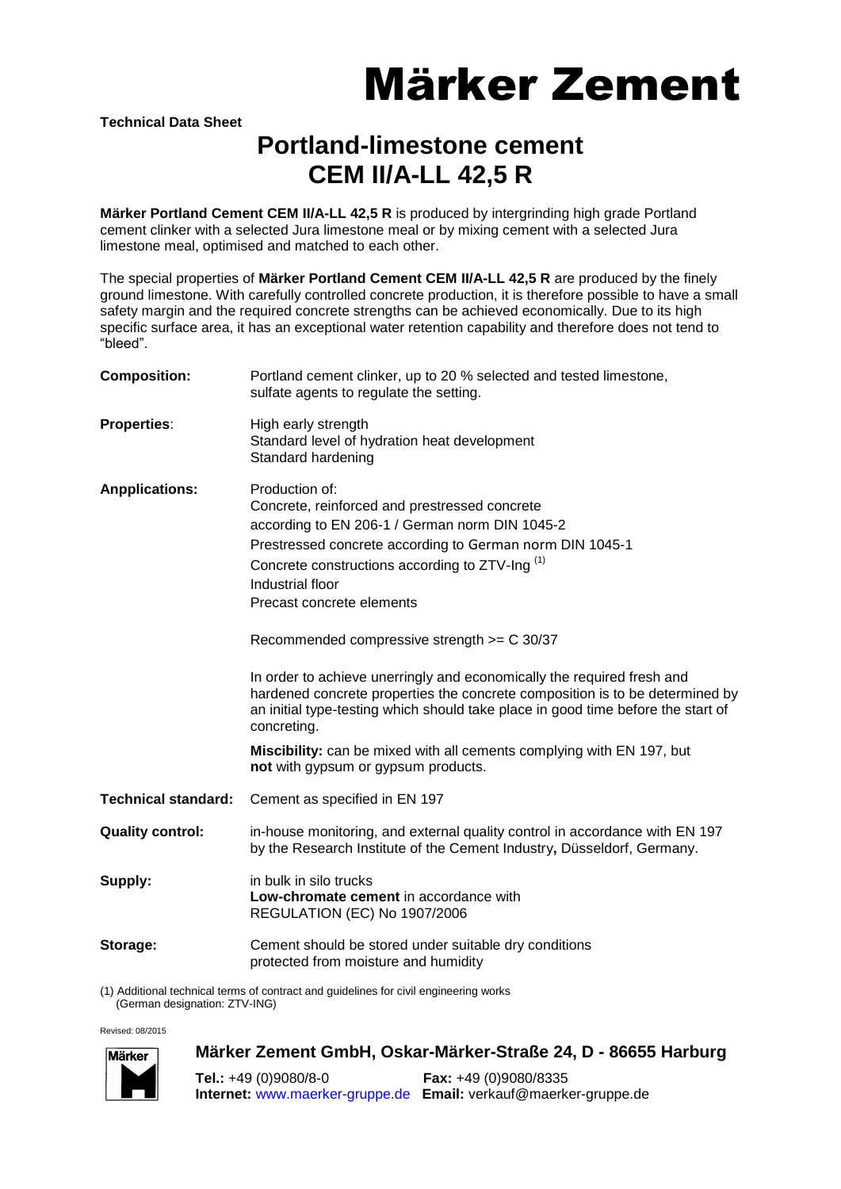# Märker Zement

**Technical Data Sheet**

## Portland-limestone cement
## CEM II/A-LL 42,5 R

**Märker Portland Cement CEM II/A-LL 42,5 R** is produced by intergrinding high grade Portland cement clinker with a selected Jura limestone meal or by mixing cement with a selected Jura limestone meal, optimised and matched to each other.

The special properties of **Märker Portland Cement CEM II/A-LL 42,5 R** are produced by the finely ground limestone. With carefully controlled concrete production, it is therefore possible to have a small safety margin and the required concrete strengths can be achieved economically. Due to its high specific surface area, it has an exceptional water retention capability and therefore does not tend to "bleed".

**Composition:** Portland cement clinker, up to 20 % selected and tested limestone, sulfate agents to regulate the setting.

**Properties**:
High early strength
Standard level of hydration heat development
Standard hardening

**Anpplications:**
Production of:
Concrete, reinforced and prestressed concrete according to EN 206-1 / German norm DIN 1045-2
Prestressed concrete according to German norm DIN 1045-1
Concrete constructions according to ZTV-Ing [(1)]
Industrial floor
Precast concrete elements

Recommended compressive strength >= C 30/37

In order to achieve unerringly and economically the required fresh and hardened concrete properties the concrete composition is to be determined by an initial type-testing which should take place in good time before the start of concreting.

**Miscibility:** can be mixed with all cements complying with EN 197, but **not** with gypsum or gypsum products.

**Technical standard:** Cement as specified in EN 197

**Quality control:** in-house monitoring, and external quality control in accordance with EN 197 by the Research Institute of the Cement Industry**,** Düsseldorf, Germany.

**Supply:**
in bulk in silo trucks
**Low-chromate cement** in accordance with REGULATION (EC) No 1907/2006

**Storage:** Cement should be stored under suitable dry conditions protected from moisture and humidity

(1) Additional technical terms of contract and guidelines for civil engineering works (German designation: ZTV-ING)

Revised: 08/2015

**Märker Zement GmbH, Oskar-Märker-Straße 24, D - 86655 Harburg**

**Tel.:** +49 (0)9080/8-0 **Fax:** +49 (0)9080/8335
**Internet:** www.maerker-gruppe.de **Email:** verkauf@maerker-gruppe.de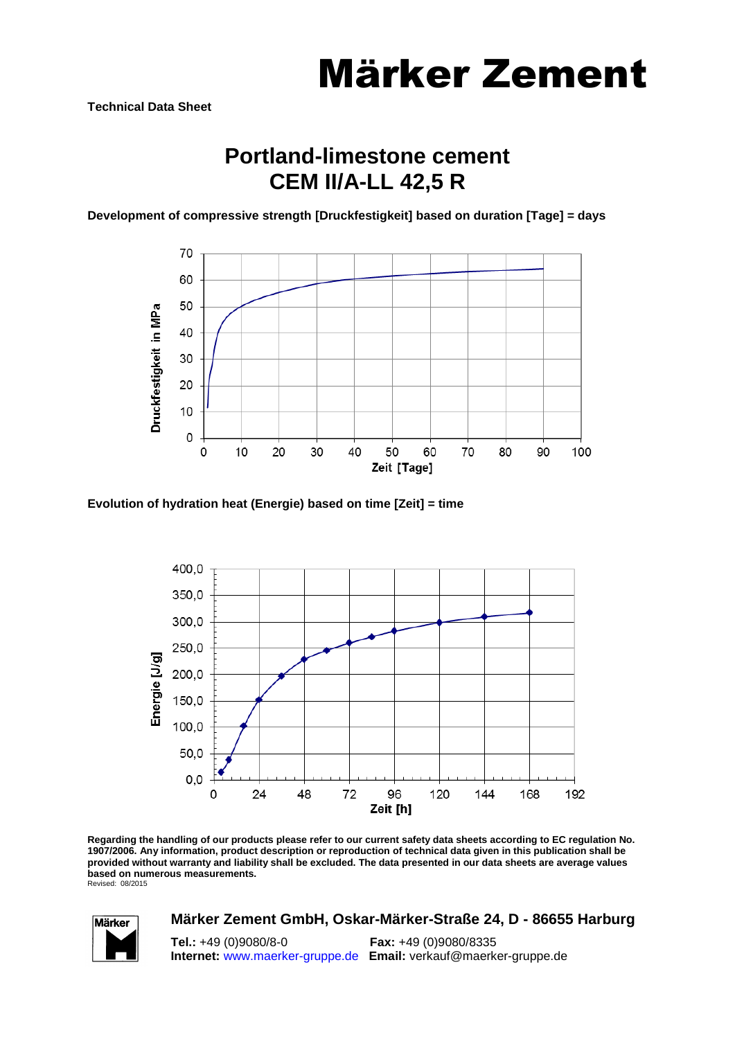# Märker Zement

**Technical Data Sheet**

## Portland-limestone cement
## CEM II/A-LL 42,5 R

**Development of compressive strength [Druckfestigkeit] based on duration [Tage] = days**

Druckfestigkeit in MPa

70
60
50
40
30
20
10
0

0 10 20 30 40 50 60 70 80 90 100

Zeit [Tage]

**Evolution of hydration heat (Energie) based on time [Zeit] = time**

Energie [J/g]

400,0
350,0
300,0
250,0
200,0
150,0
100,0
50,0
0,0

0 24 48 72 96 120 144 168 192

Zeit [h]

**Regarding the handling of our products please refer to our current safety data sheets according to EC regulation No. 1907/2006. Any information, product description or reproduction of technical data given in this publication shall be provided without warranty and liability shall be excluded. The data presented in our data sheets are average values based on numerous measurements.**

Revised: 08/2015

Märker

**Märker Zement GmbH, Oskar-Märker-Straße 24, D - 86655 Harburg**

**Tel.:** +49 (0)9080/8-0 **Fax:** +49 (0)9080/8335

**Internet:** www.maerker-gruppe.de **Email:** verkauf@maerker-gruppe.de